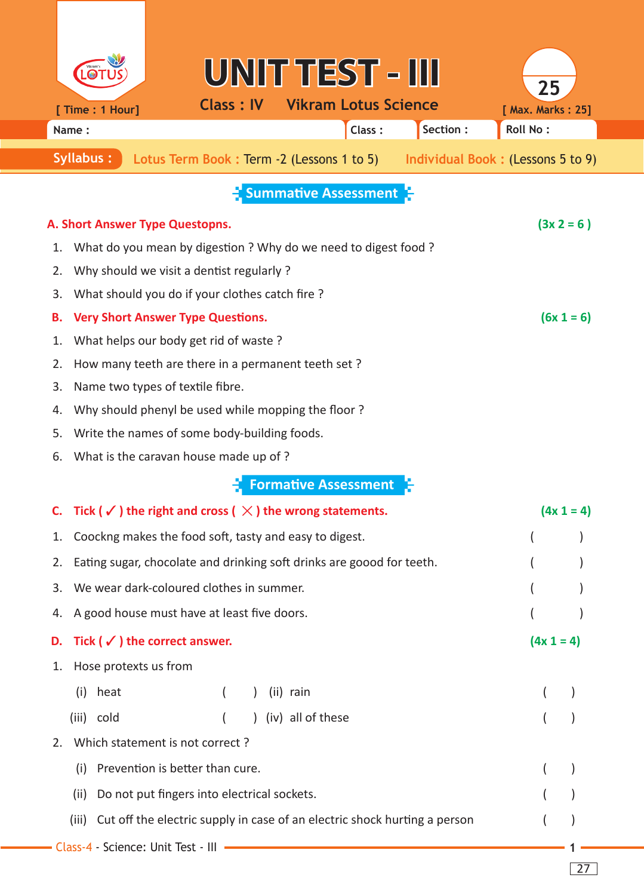# UNIT TEST - III

**Class : IV** **Vikram Lotus Science**

[ Time : 1 Hour] 25 [ Max. Marks : 25]

Name : Class : Section : Roll No :

**Syllabus :** Lotus Term Book : Term -2 (Lessons 1 to 5) Individual Book : (Lessons 5 to 9)

## Summative Assessment

**A. Short Answer Type Questopns.** **(3x 2 = 6 )**

1. What do you mean by digestion ? Why do we need to digest food ?
2. Why should we visit a dentist regularly ?
3. What should you do if your clothes catch fire ?

**B. Very Short Answer Type Questions.** **(6x 1 = 6)**

1. What helps our body get rid of waste ?
2. How many teeth are there in a permanent teeth set ?
3. Name two types of textile fibre.
4. Why should phenyl be used while mopping the floor ?
5. Write the names of some body-building foods.
6. What is the caravan house made up of ?

## Formative Assessment

**C. Tick ( ✓ ) the right and cross ( ✗ ) the wrong statements.** **(4x 1 = 4)**

1. Coockng makes the food soft, tasty and easy to digest. ( )
2. Eating sugar, chocolate and drinking soft drinks are goood for teeth. ( )
3. We wear dark-coloured clothes in summer. ( )
4. A good house must have at least five doors. ( )

**D. Tick ( ✓ ) the correct answer.** **(4x 1 = 4)**

1. Hose protexts us from

   (i) heat ( ) (ii) rain ( )

   (iii) cold ( ) (iv) all of these ( )

2. Which statement is not correct ?

   (i) Prevention is better than cure. ( )

   (ii) Do not put fingers into electrical sockets. ( )

   (iii) Cut off the electric supply in case of an electric shock hurting a person ( )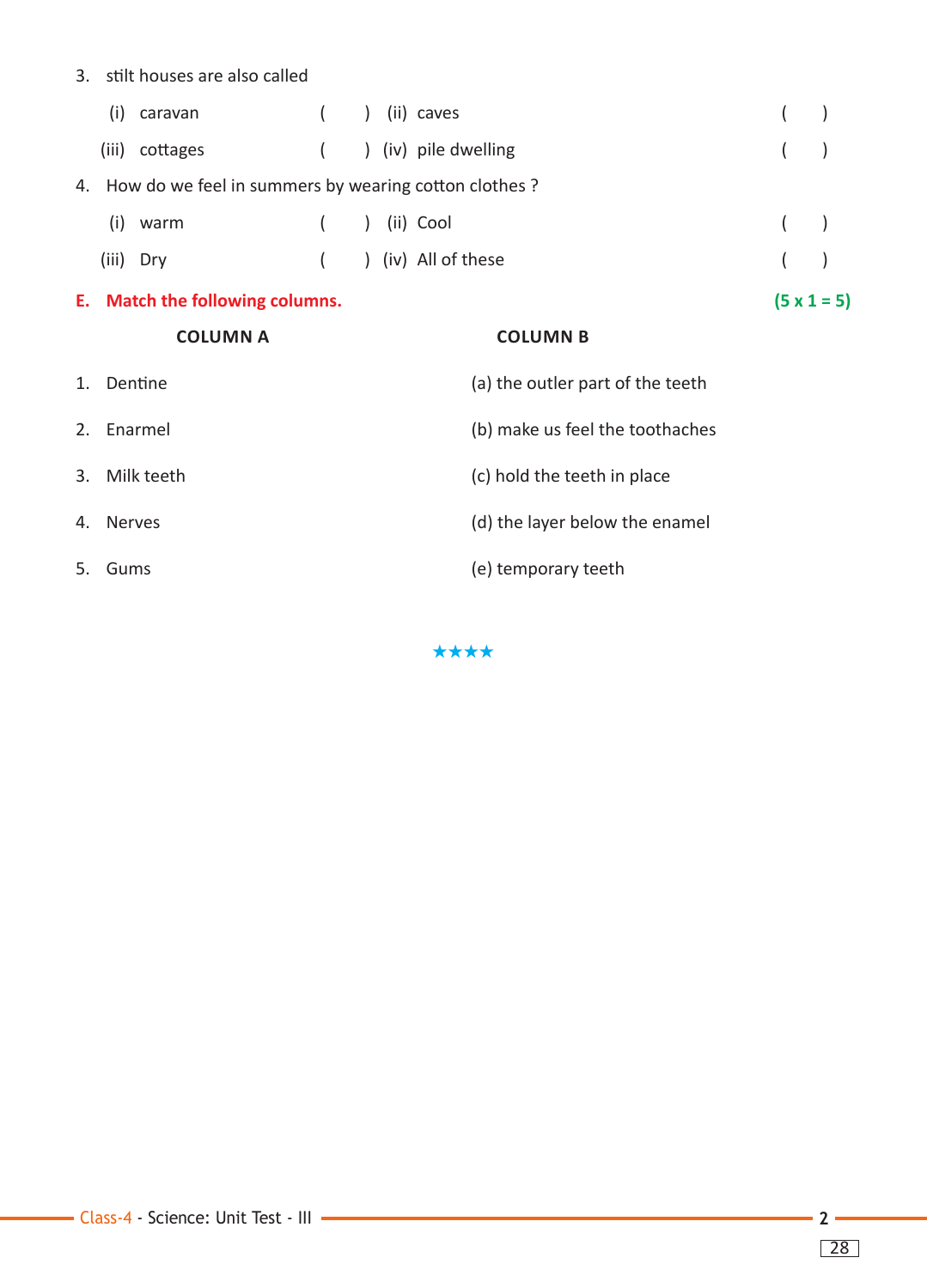3. stilt houses are also called

| | | | |
|---|---|---|---|
| (i) caravan | ( ) | (ii) caves | ( ) |
| (iii) cottages | ( ) | (iv) pile dwelling | ( ) |

4. How do we feel in summers by wearing cotton clothes ?

| | | | |
|---|---|---|---|
| (i) warm | ( ) | (ii) Cool | ( ) |
| (iii) Dry | ( ) | (iv) All of these | ( ) |

**E. Match the following columns.** **(5 x 1 = 5)**

| COLUMN A | COLUMN B |
|---|---|
| 1. Dentine | (a) the outler part of the teeth |
| 2. Enarmel | (b) make us feel the toothaches |
| 3. Milk teeth | (c) hold the teeth in place |
| 4. Nerves | (d) the layer below the enamel |
| 5. Gums | (e) temporary teeth |

★★★★